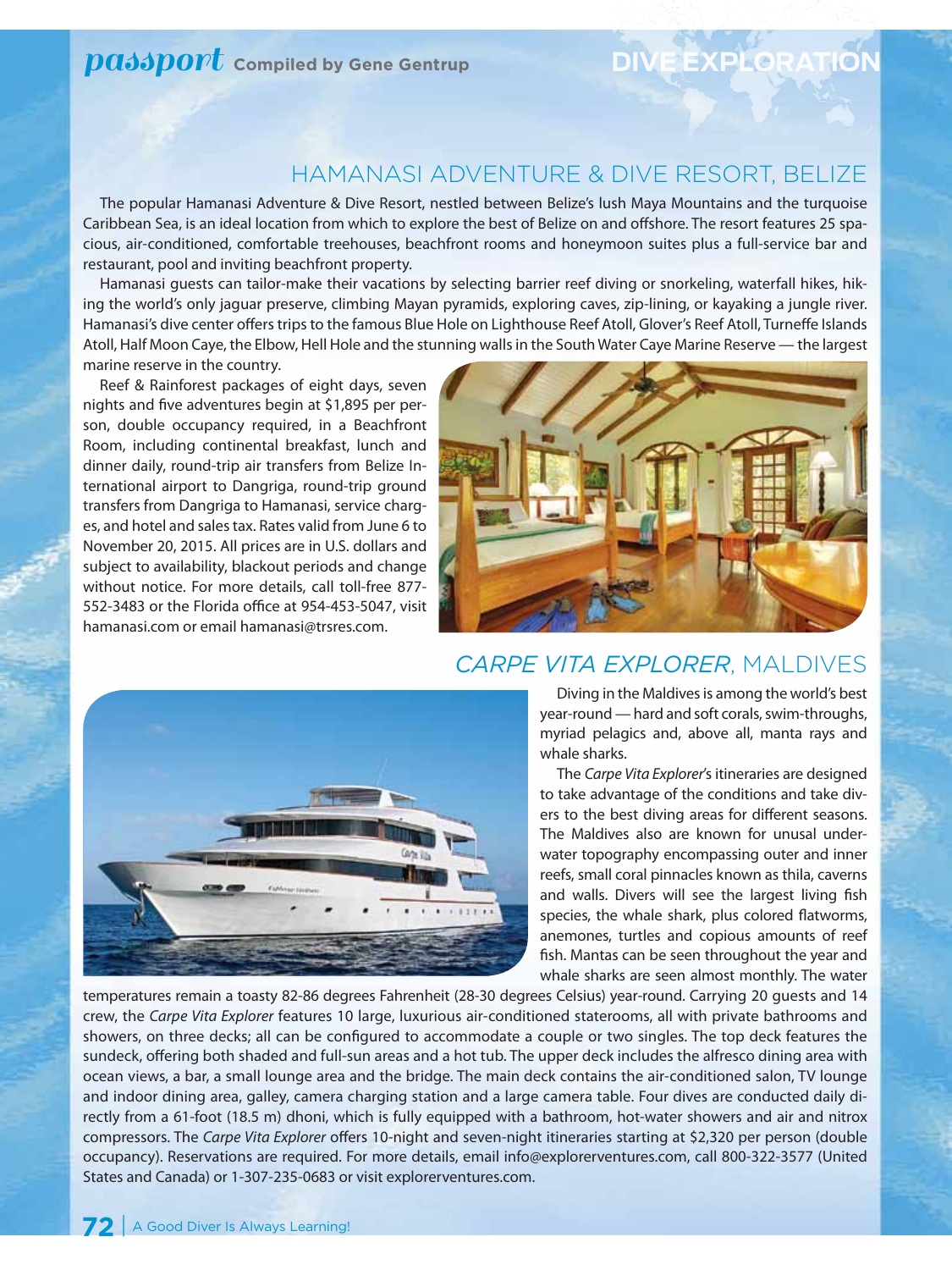# passport Compiled by Gene Gentrup

## DIVE EXPLORATION

## HAMANASI ADVENTURE & DIVE RESORT, BELIZE

The popular Hamanasi Adventure & Dive Resort, nestled between Belize's lush Maya Mountains and the turquoise Caribbean Sea, is an ideal location from which to explore the best of Belize on and offshore. The resort features 25 spacious, air-conditioned, comfortable treehouses, beachfront rooms and honeymoon suites plus a full-service bar and restaurant, pool and inviting beachfront property.

Hamanasi guests can tailor-make their vacations by selecting barrier reef diving or snorkeling, waterfall hikes, hiking the world's only jaguar preserve, climbing Mayan pyramids, exploring caves, zip-lining, or kayaking a jungle river. Hamanasi's dive center offers trips to the famous Blue Hole on Lighthouse Reef Atoll, Glover's Reef Atoll, Turneffe Islands Atoll, Half Moon Caye, the Elbow, Hell Hole and the stunning walls in the South Water Caye Marine Reserve — the largest marine reserve in the country.

Reef & Rainforest packages of eight days, seven nights and five adventures begin at $1,895 per person, double occupancy required, in a Beachfront Room, including continental breakfast, lunch and dinner daily, round-trip air transfers from Belize International airport to Dangriga, round-trip ground transfers from Dangriga to Hamanasi, service charges, and hotel and sales tax. Rates valid from June 6 to November 20, 2015. All prices are in U.S. dollars and subject to availability, blackout periods and change without notice. For more details, call toll-free 877-552-3483 or the Florida office at 954-453-5047, visit hamanasi.com or email hamanasi@trsres.com.

## *CARPE VITA EXPLORER*, MALDIVES

Diving in the Maldives is among the world's best year-round — hard and soft corals, swim-throughs, myriad pelagics and, above all, manta rays and whale sharks.

The *Carpe Vita Explorer*'s itineraries are designed to take advantage of the conditions and take divers to the best diving areas for different seasons. The Maldives also are known for unusual underwater topography encompassing outer and inner reefs, small coral pinnacles known as thila, caverns and walls. Divers will see the largest living fish species, the whale shark, plus colored flatworms, anemones, turtles and copious amounts of reef fish. Mantas can be seen throughout the year and whale sharks are seen almost monthly. The water temperatures remain a toasty 82-86 degrees Fahrenheit (28-30 degrees Celsius) year-round. Carrying 20 guests and 14 crew, the *Carpe Vita Explorer* features 10 large, luxurious air-conditioned staterooms, all with private bathrooms and showers, on three decks; all can be configured to accommodate a couple or two singles. The top deck features the sundeck, offering both shaded and full-sun areas and a hot tub. The upper deck includes the alfresco dining area with ocean views, a bar, a small lounge area and the bridge. The main deck contains the air-conditioned salon, TV lounge and indoor dining area, galley, camera charging station and a large camera table. Four dives are conducted daily directly from a 61-foot (18.5 m) dhoni, which is fully equipped with a bathroom, hot-water showers and air and nitrox compressors. The *Carpe Vita Explorer* offers 10-night and seven-night itineraries starting at $2,320 per person (double occupancy). Reservations are required. For more details, email info@explorerventures.com, call 800-322-3577 (United States and Canada) or 1-307-235-0683 or visit explorerventures.com.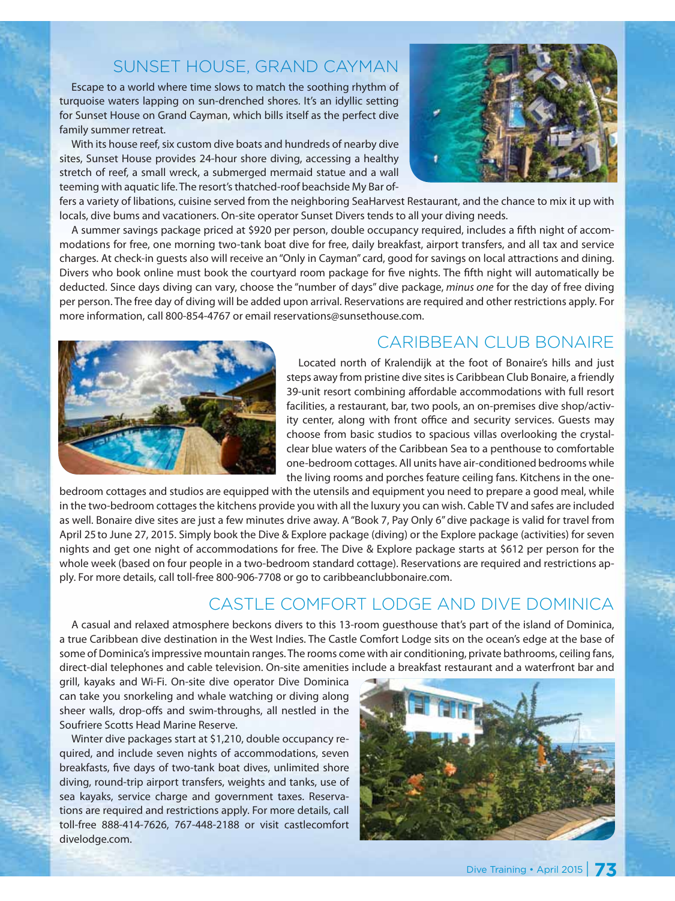## SUNSET HOUSE, GRAND CAYMAN

Escape to a world where time slows to match the soothing rhythm of turquoise waters lapping on sun-drenched shores. It's an idyllic setting for Sunset House on Grand Cayman, which bills itself as the perfect dive family summer retreat.

With its house reef, six custom dive boats and hundreds of nearby dive sites, Sunset House provides 24-hour shore diving, accessing a healthy stretch of reef, a small wreck, a submerged mermaid statue and a wall teeming with aquatic life. The resort's thatched-roof beachside My Bar offers a variety of libations, cuisine served from the neighboring SeaHarvest Restaurant, and the chance to mix it up with locals, dive bums and vacationers. On-site operator Sunset Divers tends to all your diving needs.

A summer savings package priced at $920 per person, double occupancy required, includes a fifth night of accommodations for free, one morning two-tank boat dive for free, daily breakfast, airport transfers, and all tax and service charges. At check-in guests also will receive an "Only in Cayman" card, good for savings on local attractions and dining. Divers who book online must book the courtyard room package for five nights. The fifth night will automatically be deducted. Since days diving can vary, choose the "number of days" dive package, *minus one* for the day of free diving per person. The free day of diving will be added upon arrival. Reservations are required and other restrictions apply. For more information, call 800-854-4767 or email reservations@sunsethouse.com.

## CARIBBEAN CLUB BONAIRE

Located north of Kralendijk at the foot of Bonaire's hills and just steps away from pristine dive sites is Caribbean Club Bonaire, a friendly 39-unit resort combining affordable accommodations with full resort facilities, a restaurant, bar, two pools, an on-premises dive shop/activity center, along with front office and security services. Guests may choose from basic studios to spacious villas overlooking the crystal-clear blue waters of the Caribbean Sea to a penthouse to comfortable one-bedroom cottages. All units have air-conditioned bedrooms while the living rooms and porches feature ceiling fans. Kitchens in the one-bedroom cottages and studios are equipped with the utensils and equipment you need to prepare a good meal, while in the two-bedroom cottages the kitchens provide you with all the luxury you can wish. Cable TV and safes are included as well. Bonaire dive sites are just a few minutes drive away. A "Book 7, Pay Only 6" dive package is valid for travel from April 25 to June 27, 2015. Simply book the Dive & Explore package (diving) or the Explore package (activities) for seven nights and get one night of accommodations for free. The Dive & Explore package starts at $612 per person for the whole week (based on four people in a two-bedroom standard cottage). Reservations are required and restrictions apply. For more details, call toll-free 800-906-7708 or go to caribbeanclubbonaire.com.

## CASTLE COMFORT LODGE AND DIVE DOMINICA

A casual and relaxed atmosphere beckons divers to this 13-room guesthouse that's part of the island of Dominica, a true Caribbean dive destination in the West Indies. The Castle Comfort Lodge sits on the ocean's edge at the base of some of Dominica's impressive mountain ranges. The rooms come with air conditioning, private bathrooms, ceiling fans, direct-dial telephones and cable television. On-site amenities include a breakfast restaurant and a waterfront bar and grill, kayaks and Wi-Fi. On-site dive operator Dive Dominica can take you snorkeling and whale watching or diving along sheer walls, drop-offs and swim-throughs, all nestled in the Soufriere Scotts Head Marine Reserve.

Winter dive packages start at $1,210, double occupancy required, and include seven nights of accommodations, seven breakfasts, five days of two-tank boat dives, unlimited shore diving, round-trip airport transfers, weights and tanks, use of sea kayaks, service charge and government taxes. Reservations are required and restrictions apply. For more details, call toll-free 888-414-7626, 767-448-2188 or visit castlecomfortdivelodge.com.